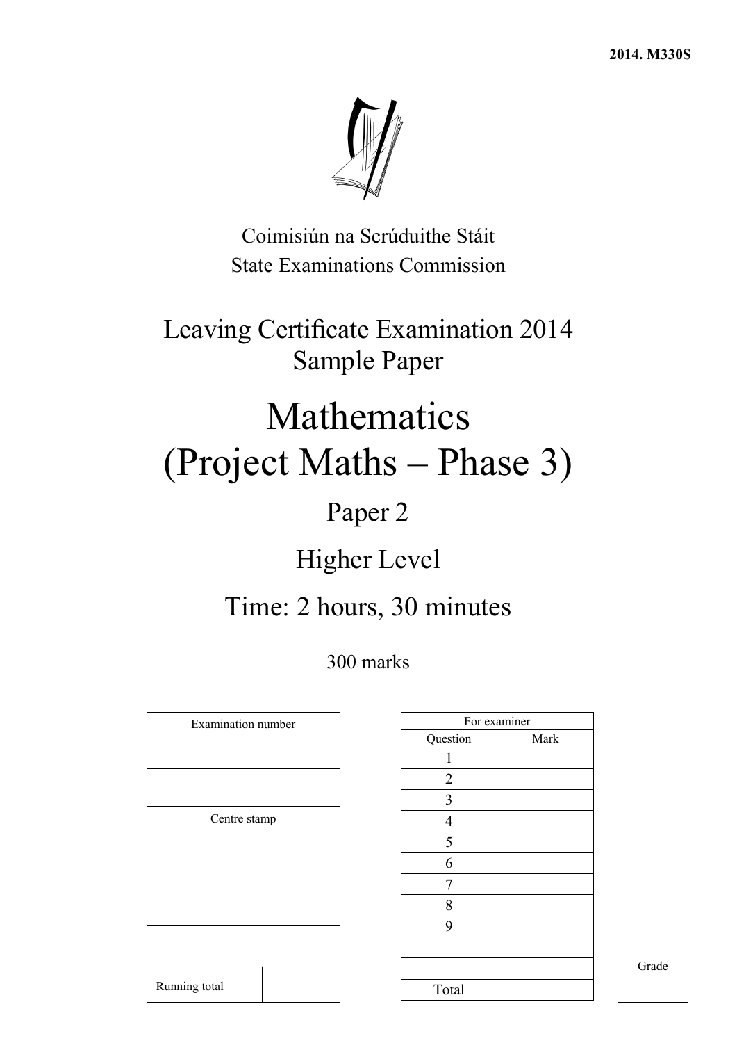2014. M330S

Coimisiún na Scrúduithe Stáit
State Examinations Commission

# Leaving Certificate Examination 2014
## Sample Paper

# Mathematics
# (Project Maths – Phase 3)

## Paper 2

## Higher Level

## Time: 2 hours, 30 minutes

300 marks

| Examination number |
|---|
| |

| Centre stamp |
|---|
| |

| For examiner | |
|---|---|
| Question | Mark |
| 1 | |
| 2 | |
| 3 | |
| 4 | |
| 5 | |
| 6 | |
| 7 | |
| 8 | |
| 9 | |
| | |
| | |
| Total | |

| Running total | |
|---|---|

| Grade |
|---|
| |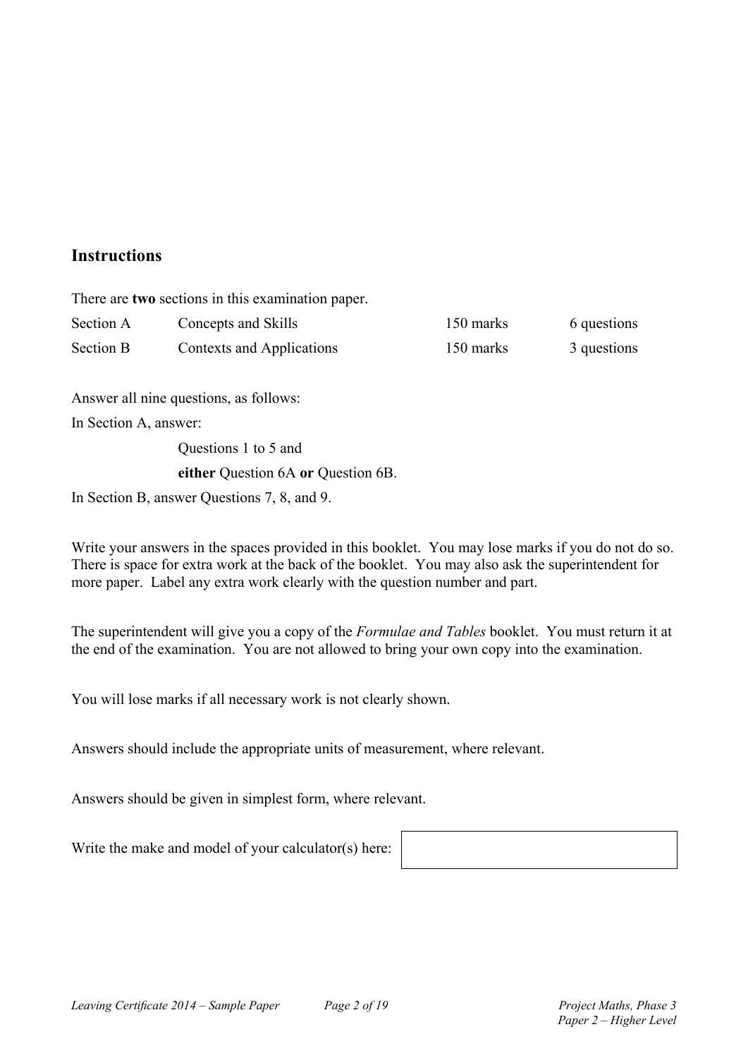## Instructions

There are **two** sections in this examination paper.

| | | | |
|---|---|---|---|
| Section A | Concepts and Skills | 150 marks | 6 questions |
| Section B | Contexts and Applications | 150 marks | 3 questions |

Answer all nine questions, as follows:

In Section A, answer:

Questions 1 to 5 and

**either** Question 6A **or** Question 6B.

In Section B, answer Questions 7, 8, and 9.

Write your answers in the spaces provided in this booklet. You may lose marks if you do not do so. There is space for extra work at the back of the booklet. You may also ask the superintendent for more paper. Label any extra work clearly with the question number and part.

The superintendent will give you a copy of the *Formulae and Tables* booklet. You must return it at the end of the examination. You are not allowed to bring your own copy into the examination.

You will lose marks if all necessary work is not clearly shown.

Answers should include the appropriate units of measurement, where relevant.

Answers should be given in simplest form, where relevant.

Write the make and model of your calculator(s) here: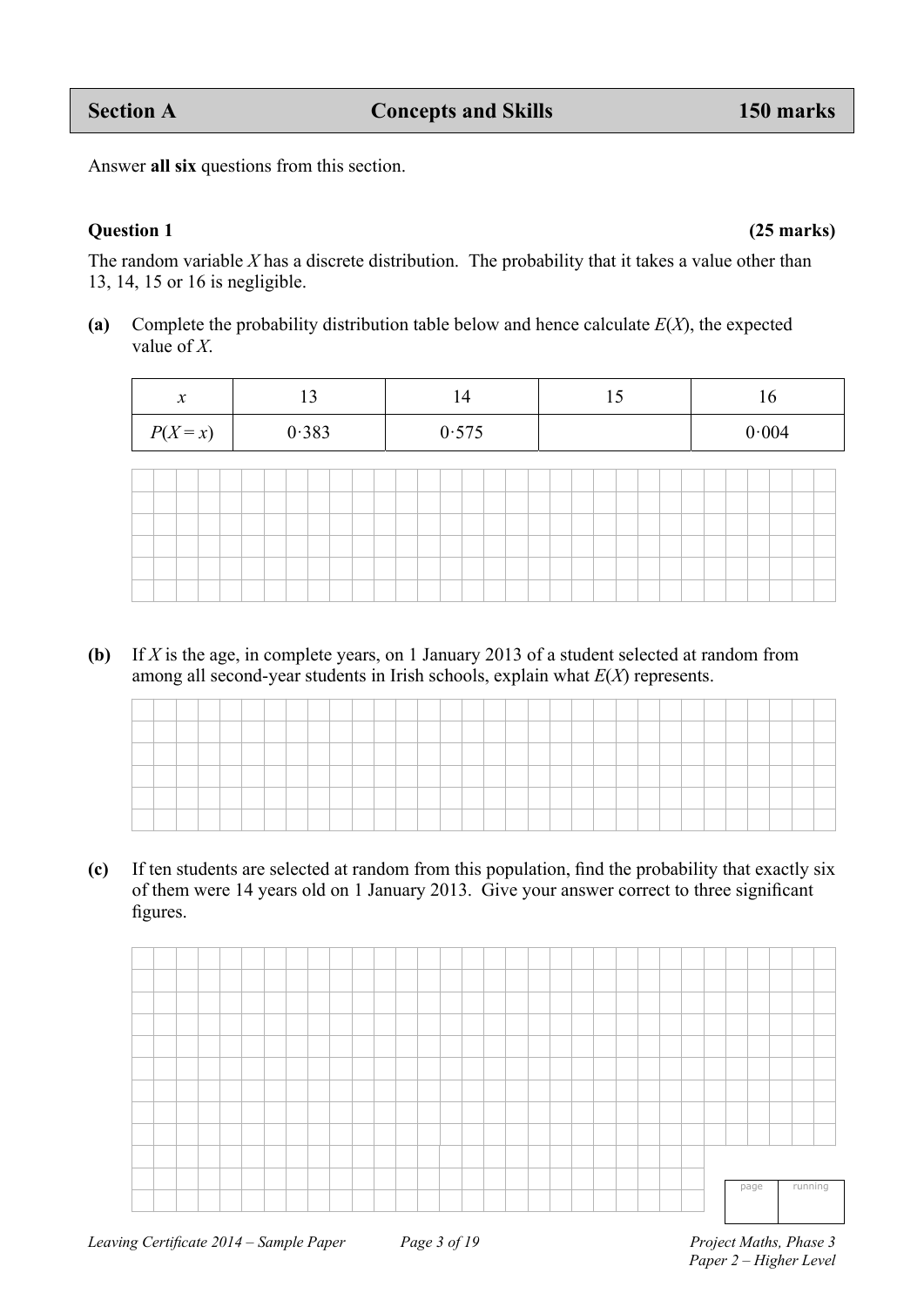| Section A | Concepts and Skills | 150 marks |
|---|---|---|

Answer **all six** questions from this section.

**Question 1** **(25 marks)**

The random variable $X$ has a discrete distribution. The probability that it takes a value other than 13, 14, 15 or 16 is negligible.

**(a)** Complete the probability distribution table below and hence calculate $E(X)$, the expected value of $X$.

| $x$ | 13 | 14 | 15 | 16 |
|---|---|---|---|---|
| $P(X = x)$ | 0·383 | 0·575 | | 0·004 |

**(b)** If $X$ is the age, in complete years, on 1 January 2013 of a student selected at random from among all second-year students in Irish schools, explain what $E(X)$ represents.

**(c)** If ten students are selected at random from this population, find the probability that exactly six of them were 14 years old on 1 January 2013. Give your answer correct to three significant figures.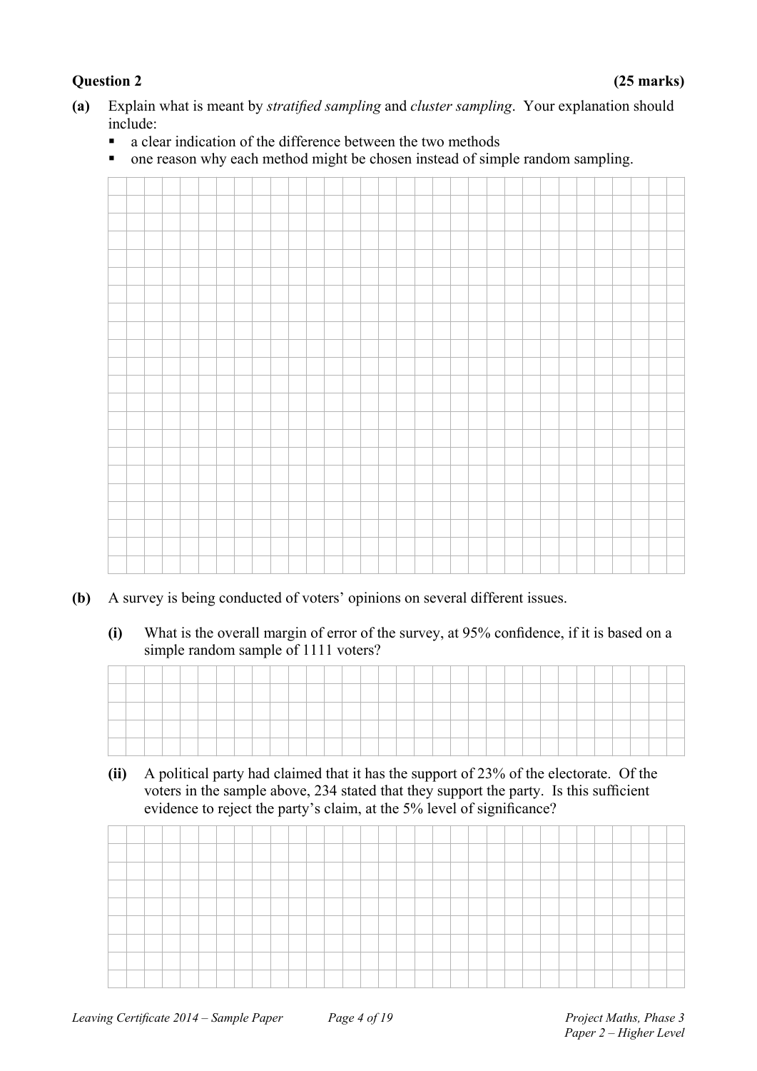**Question 2** **(25 marks)**

**(a)** Explain what is meant by *stratified sampling* and *cluster sampling*. Your explanation should include:

- a clear indication of the difference between the two methods
- one reason why each method might be chosen instead of simple random sampling.

**(b)** A survey is being conducted of voters' opinions on several different issues.

**(i)** What is the overall margin of error of the survey, at 95% confidence, if it is based on a simple random sample of 1111 voters?

**(ii)** A political party had claimed that it has the support of 23% of the electorate. Of the voters in the sample above, 234 stated that they support the party. Is this sufficient evidence to reject the party's claim, at the 5% level of significance?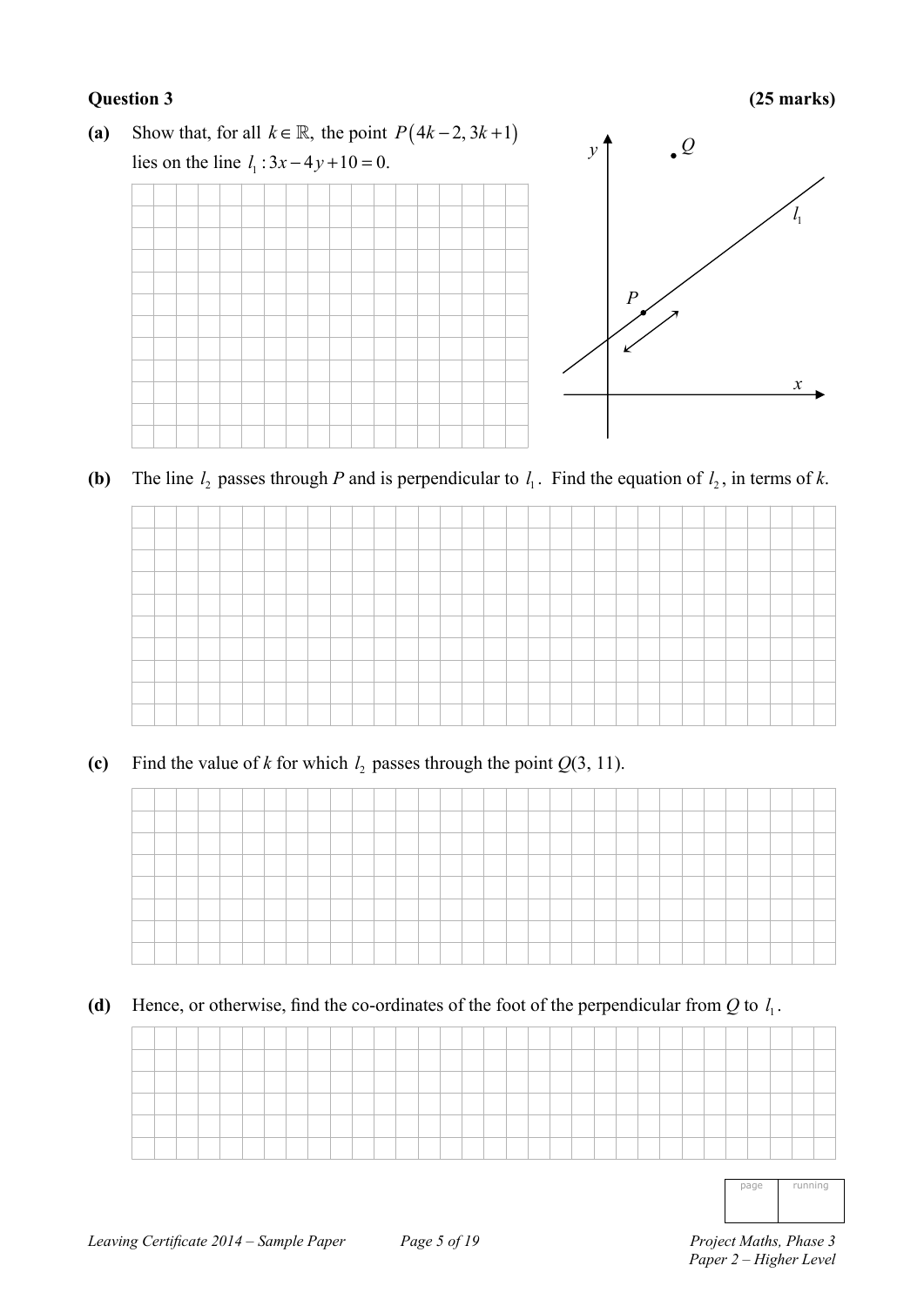**Question 3** **(25 marks)**

**(a)** Show that, for all $k \in \mathbb{R}$, the point $P(4k-2, 3k+1)$ lies on the line $l_1 : 3x - 4y + 10 = 0$.

**(b)** The line $l_2$ passes through $P$ and is perpendicular to $l_1$. Find the equation of $l_2$, in terms of $k$.

**(c)** Find the value of $k$ for which $l_2$ passes through the point $Q(3, 11)$.

**(d)** Hence, or otherwise, find the co-ordinates of the foot of the perpendicular from $Q$ to $l_1$.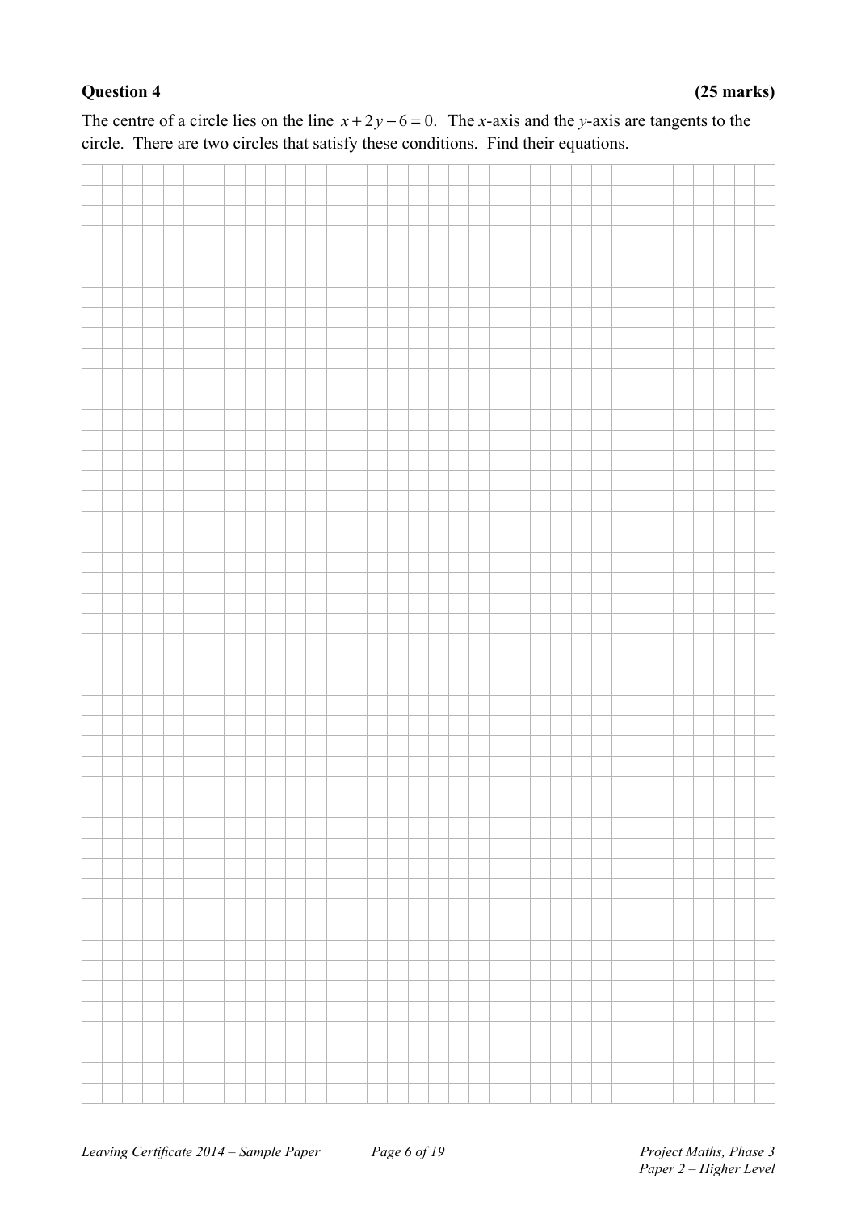**Question 4 (25 marks)**

The centre of a circle lies on the line $x + 2y - 6 = 0$. The $x$-axis and the $y$-axis are tangents to the circle. There are two circles that satisfy these conditions. Find their equations.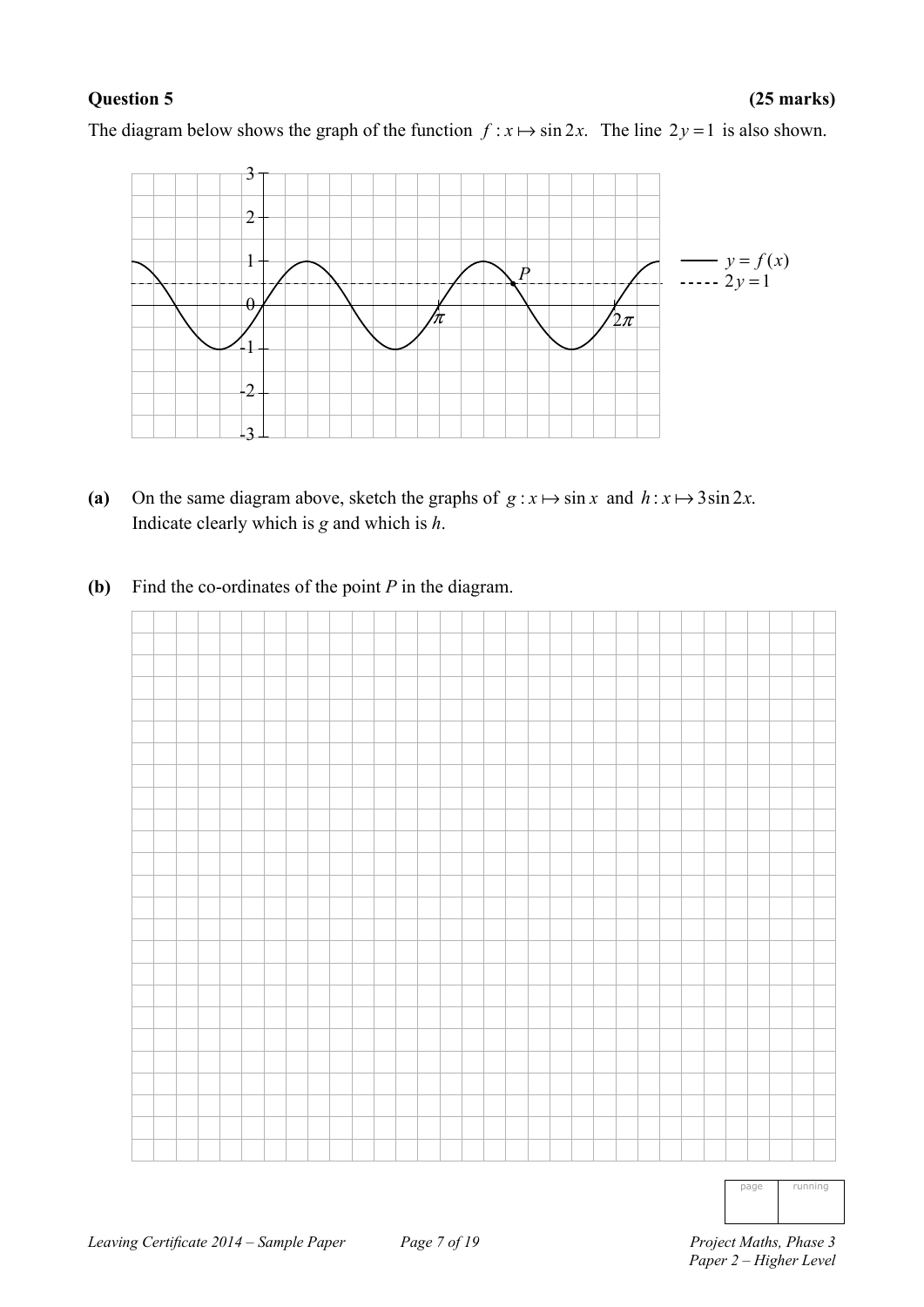**Question 5** **(25 marks)**

The diagram below shows the graph of the function $f : x \mapsto \sin 2x$. The line $2y = 1$ is also shown.

**(a)** On the same diagram above, sketch the graphs of $g : x \mapsto \sin x$ and $h : x \mapsto 3\sin 2x$. Indicate clearly which is $g$ and which is $h$.

**(b)** Find the co-ordinates of the point $P$ in the diagram.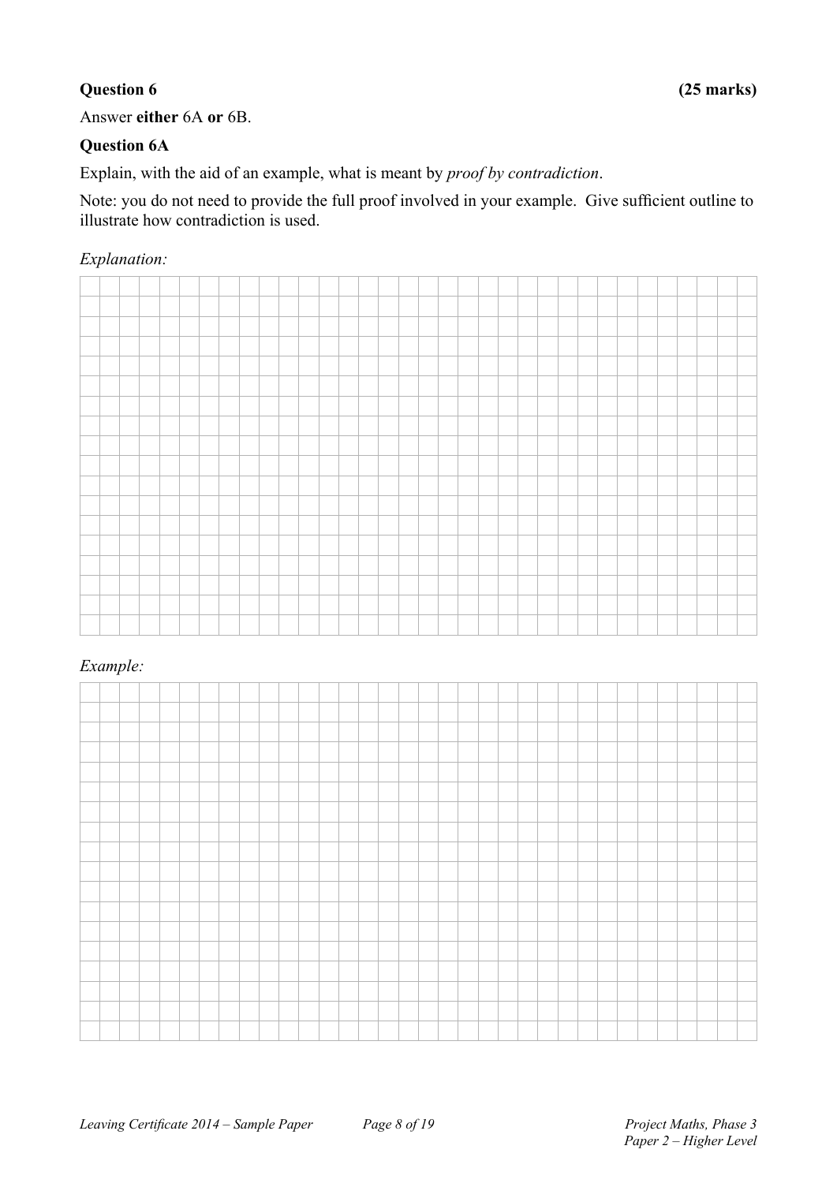**Question 6** **(25 marks)**

Answer **either** 6A **or** 6B.

**Question 6A**

Explain, with the aid of an example, what is meant by *proof by contradiction*.

Note: you do not need to provide the full proof involved in your example. Give sufficient outline to illustrate how contradiction is used.

*Explanation:*

*Example:*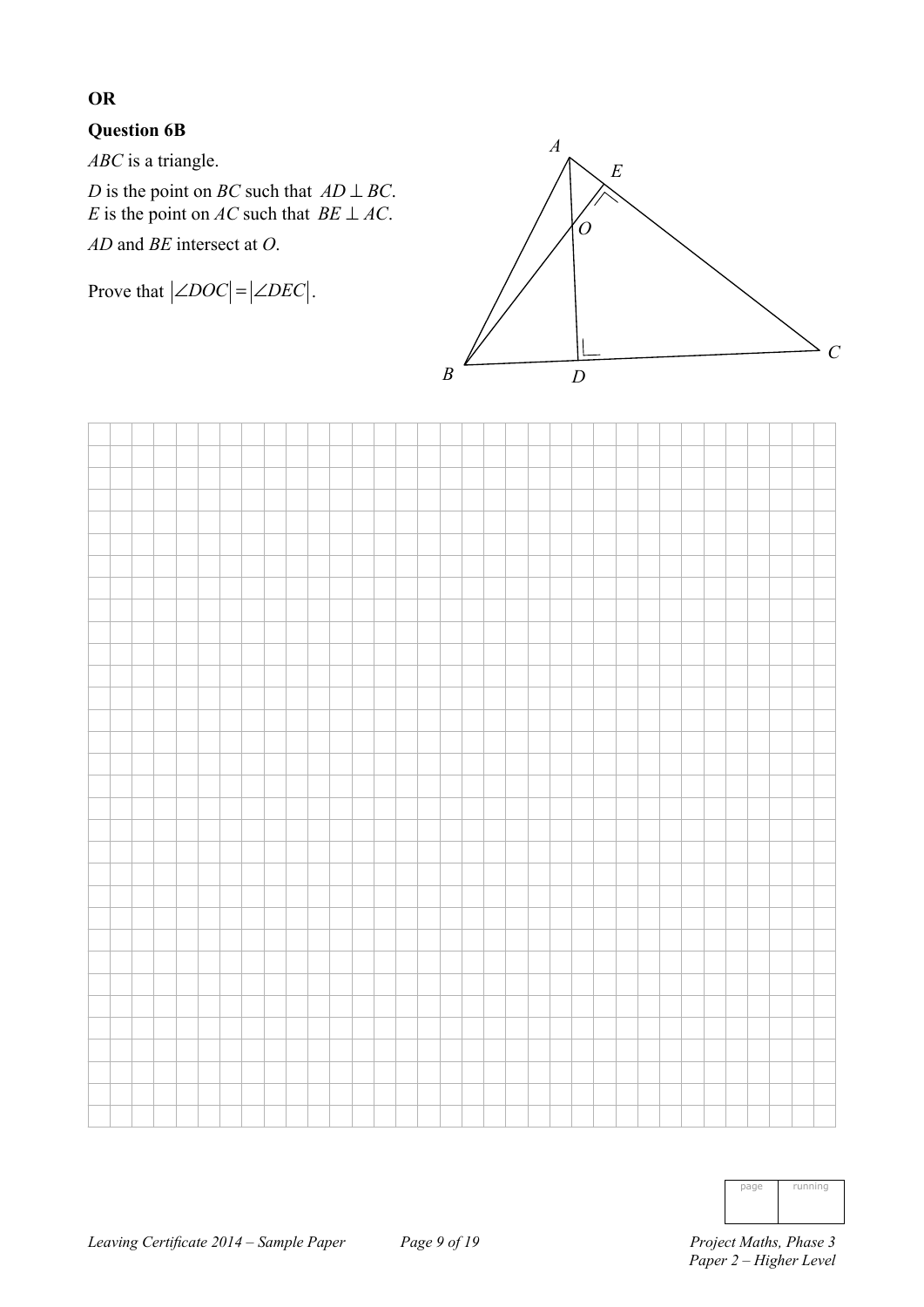**OR**

**Question 6B**

$ABC$ is a triangle.

$D$ is the point on $BC$ such that $AD \perp BC$.
$E$ is the point on $AC$ such that $BE \perp AC$.

$AD$ and $BE$ intersect at $O$.

Prove that $|\angle DOC| = |\angle DEC|$.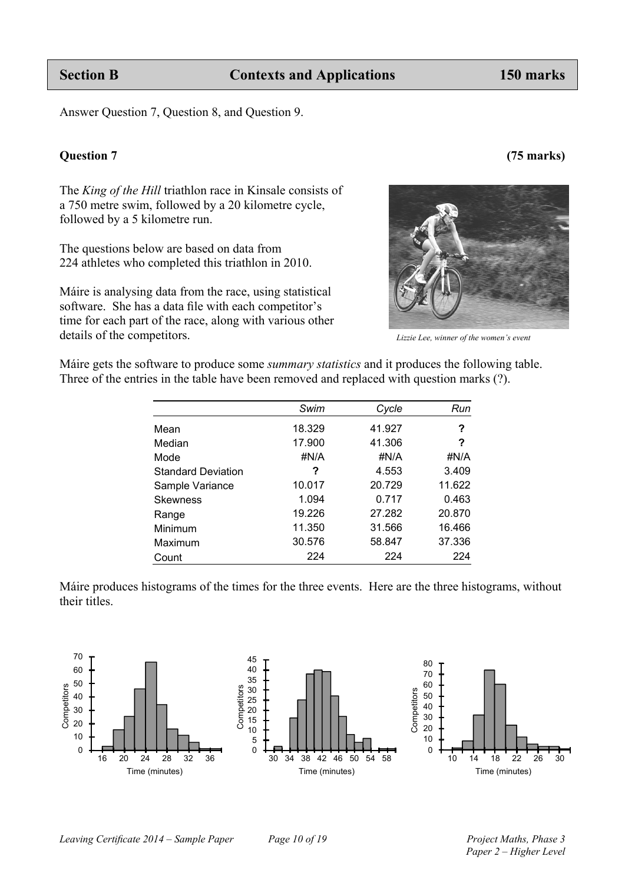## Section B — Contexts and Applications — 150 marks

Answer Question 7, Question 8, and Question 9.

### Question 7 (75 marks)

The *King of the Hill* triathlon race in Kinsale consists of a 750 metre swim, followed by a 20 kilometre cycle, followed by a 5 kilometre run.

The questions below are based on data from 224 athletes who completed this triathlon in 2010.

Máire is analysing data from the race, using statistical software. She has a data file with each competitor's time for each part of the race, along with various other details of the competitors.

*Lizzie Lee, winner of the women's event*

Máire gets the software to produce some *summary statistics* and it produces the following table. Three of the entries in the table have been removed and replaced with question marks (?).

| | *Swim* | *Cycle* | *Run* |
|---|---|---|---|
| Mean | 18.329 | 41.927 | **?** |
| Median | 17.900 | 41.306 | **?** |
| Mode | #N/A | #N/A | #N/A |
| Standard Deviation | **?** | 4.553 | 3.409 |
| Sample Variance | 10.017 | 20.729 | 11.622 |
| Skewness | 1.094 | 0.717 | 0.463 |
| Range | 19.226 | 27.282 | 20.870 |
| Minimum | 11.350 | 31.566 | 16.466 |
| Maximum | 30.576 | 58.847 | 37.336 |
| Count | 224 | 224 | 224 |

Máire produces histograms of the times for the three events. Here are the three histograms, without their titles.

Histogram 1 — Competitors (0–70) vs Time (minutes): 16, 20, 24, 28, 32, 36

Histogram 2 — Competitors (0–45) vs Time (minutes): 30, 34, 38, 42, 46, 50, 54, 58

Histogram 3 — Competitors (0–80) vs Time (minutes): 10, 14, 18, 22, 26, 30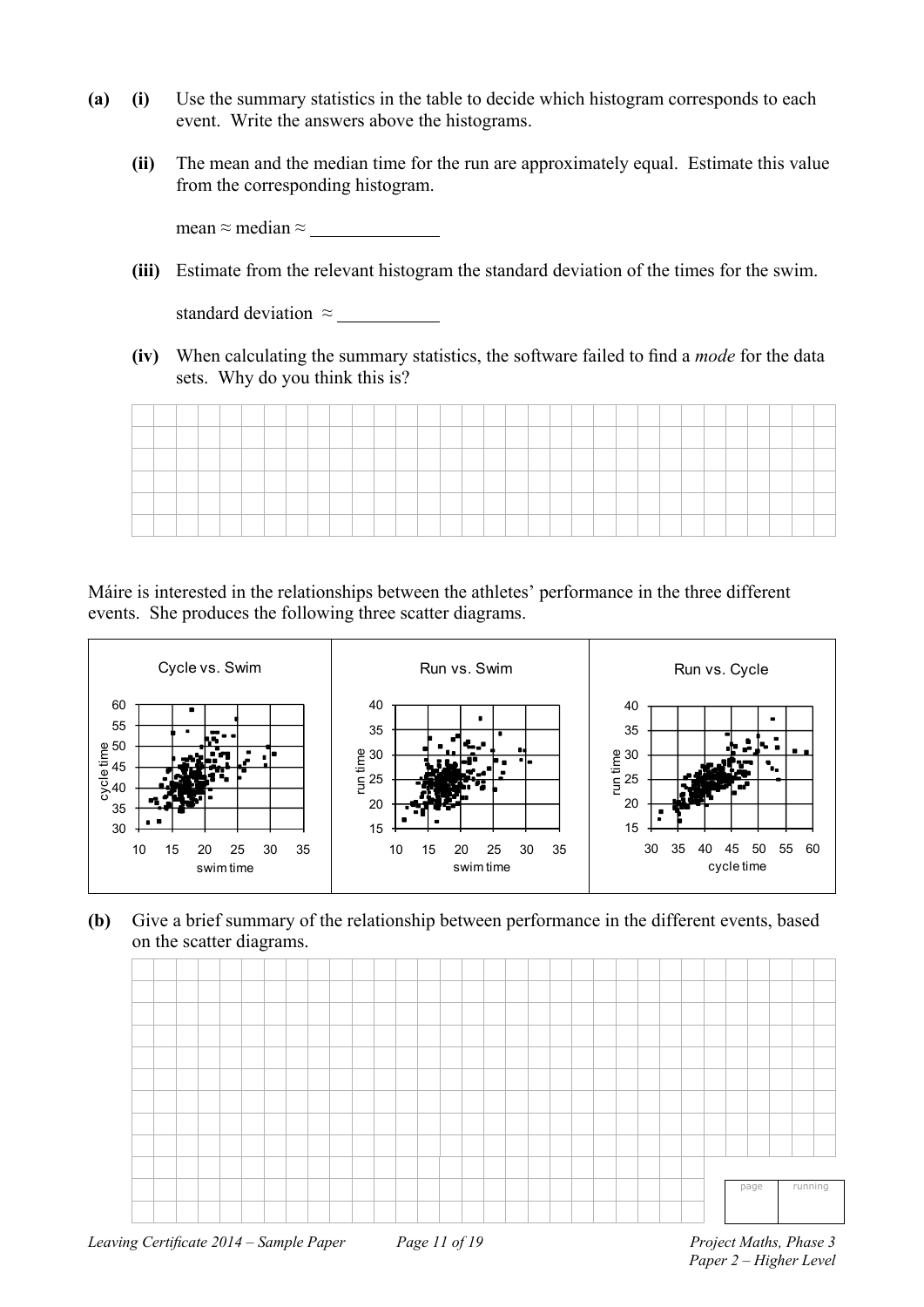**(a) (i)** Use the summary statistics in the table to decide which histogram corresponds to each event. Write the answers above the histograms.

**(ii)** The mean and the median time for the run are approximately equal. Estimate this value from the corresponding histogram.

mean ≈ median ≈ ______________

**(iii)** Estimate from the relevant histogram the standard deviation of the times for the swim.

standard deviation ≈ ___________

**(iv)** When calculating the summary statistics, the software failed to find a *mode* for the data sets. Why do you think this is?

Máire is interested in the relationships between the athletes' performance in the three different events. She produces the following three scatter diagrams.

Cycle vs. Swim

Run vs. Swim

Run vs. Cycle

**(b)** Give a brief summary of the relationship between performance in the different events, based on the scatter diagrams.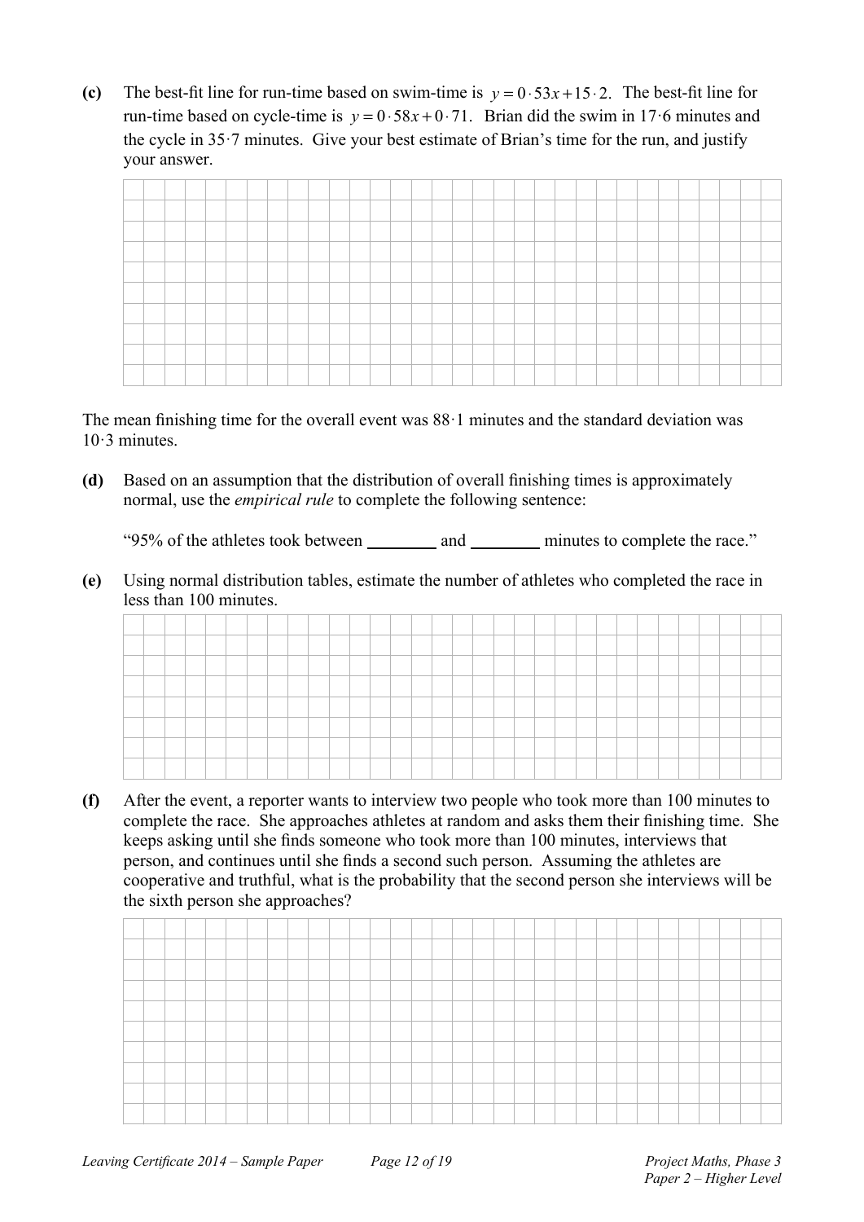**(c)** The best-fit line for run-time based on swim-time is $y = 0 \cdot 53x + 15 \cdot 2$. The best-fit line for run-time based on cycle-time is $y = 0 \cdot 58x + 0 \cdot 71$. Brian did the swim in 17·6 minutes and the cycle in 35·7 minutes. Give your best estimate of Brian's time for the run, and justify your answer.

The mean finishing time for the overall event was 88·1 minutes and the standard deviation was 10·3 minutes.

**(d)** Based on an assumption that the distribution of overall finishing times is approximately normal, use the *empirical rule* to complete the following sentence:

"95% of the athletes took between ________ and ________ minutes to complete the race."

**(e)** Using normal distribution tables, estimate the number of athletes who completed the race in less than 100 minutes.

**(f)** After the event, a reporter wants to interview two people who took more than 100 minutes to complete the race. She approaches athletes at random and asks them their finishing time. She keeps asking until she finds someone who took more than 100 minutes, interviews that person, and continues until she finds a second such person. Assuming the athletes are cooperative and truthful, what is the probability that the second person she interviews will be the sixth person she approaches?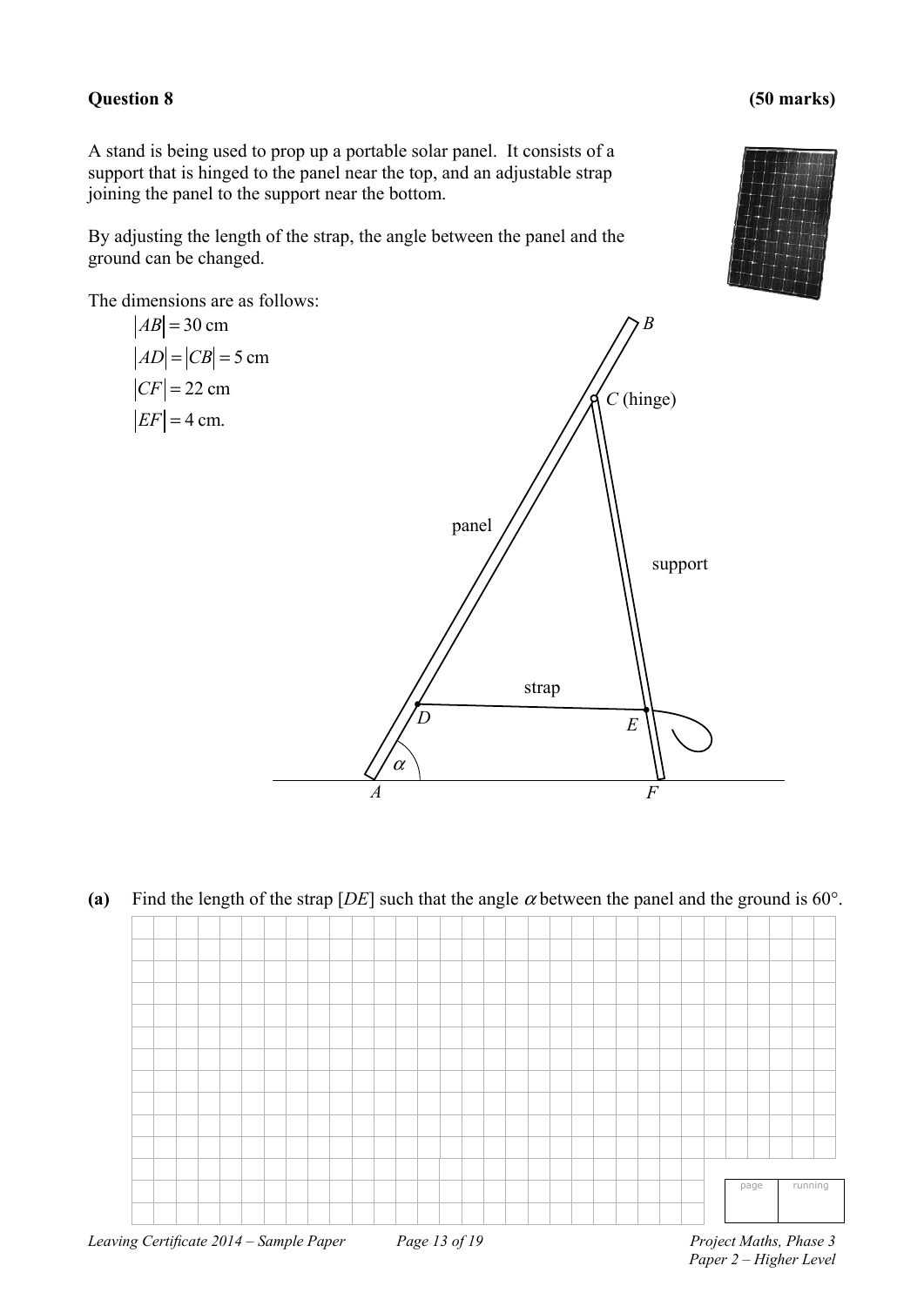**Question 8 (50 marks)**

A stand is being used to prop up a portable solar panel. It consists of a support that is hinged to the panel near the top, and an adjustable strap joining the panel to the support near the bottom.

By adjusting the length of the strap, the angle between the panel and the ground can be changed.

The dimensions are as follows:

$|AB| = 30$ cm

$|AD| = |CB| = 5$ cm

$|CF| = 22$ cm

$|EF| = 4$ cm.

**(a)** Find the length of the strap $[DE]$ such that the angle $\alpha$ between the panel and the ground is $60°$.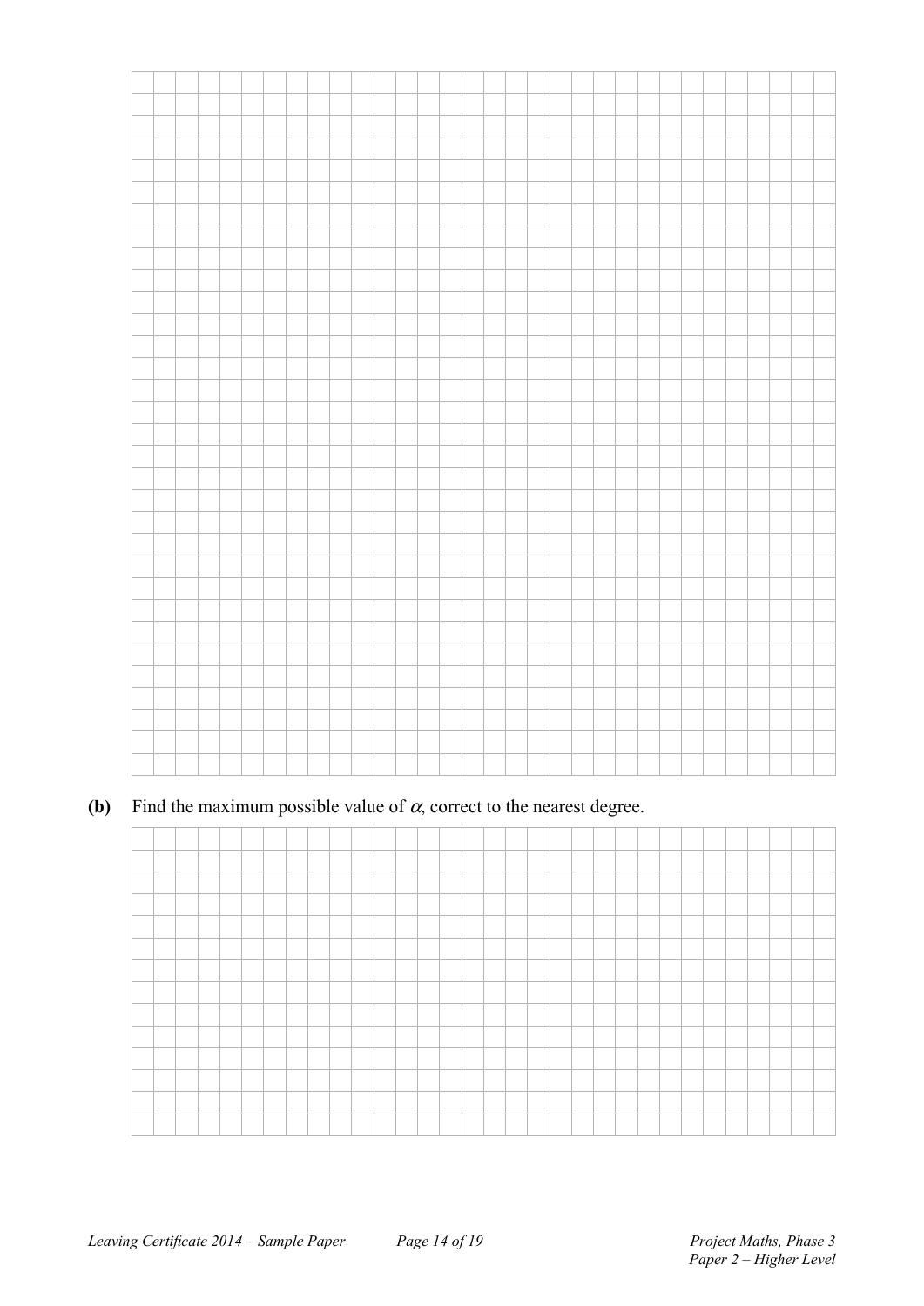**(b)** Find the maximum possible value of $\alpha$, correct to the nearest degree.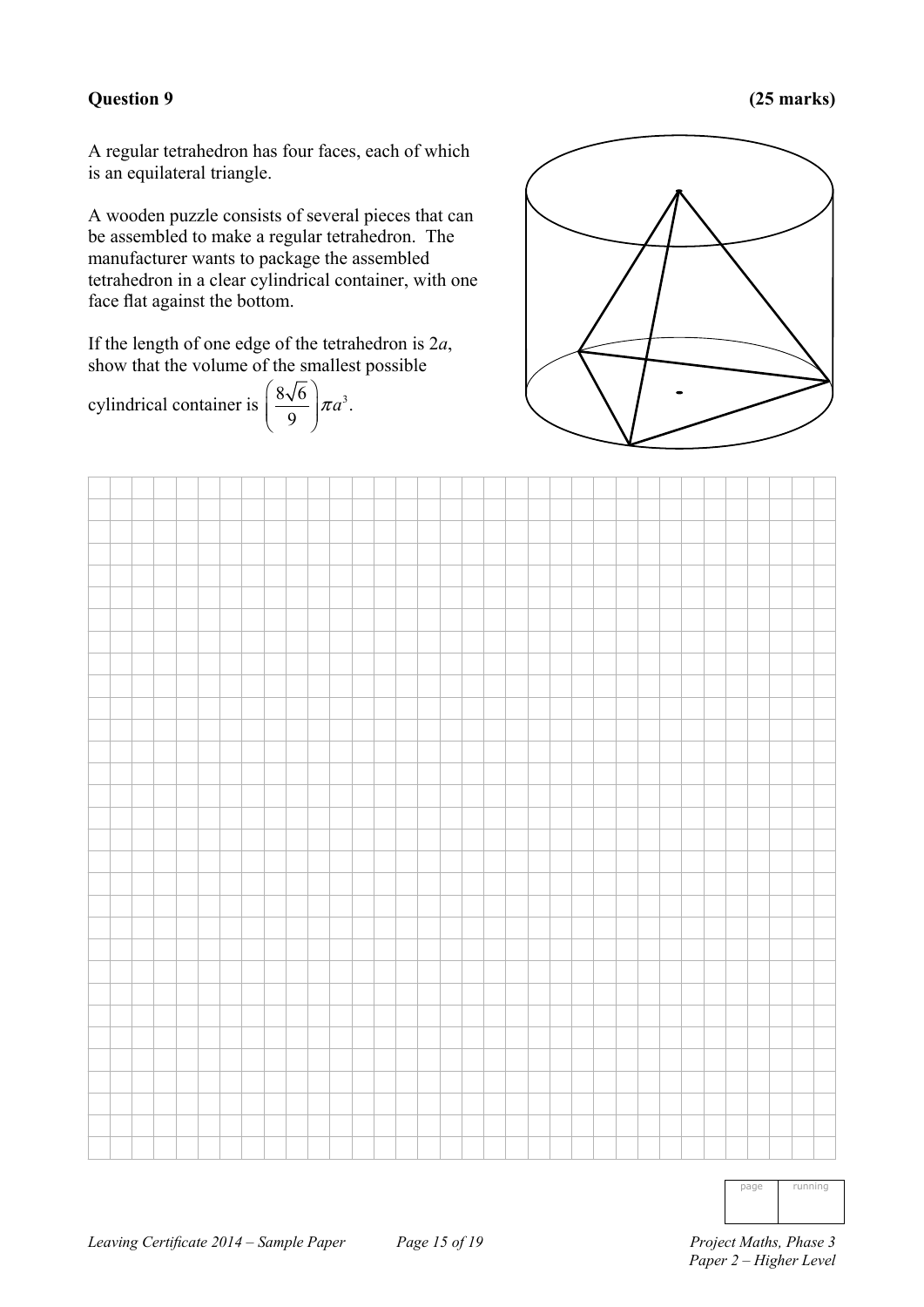**Question 9** **(25 marks)**

A regular tetrahedron has four faces, each of which is an equilateral triangle.

A wooden puzzle consists of several pieces that can be assembled to make a regular tetrahedron. The manufacturer wants to package the assembled tetrahedron in a clear cylindrical container, with one face flat against the bottom.

If the length of one edge of the tetrahedron is $2a$, show that the volume of the smallest possible cylindrical container is $\left(\frac{8\sqrt{6}}{9}\right)\pi a^3$.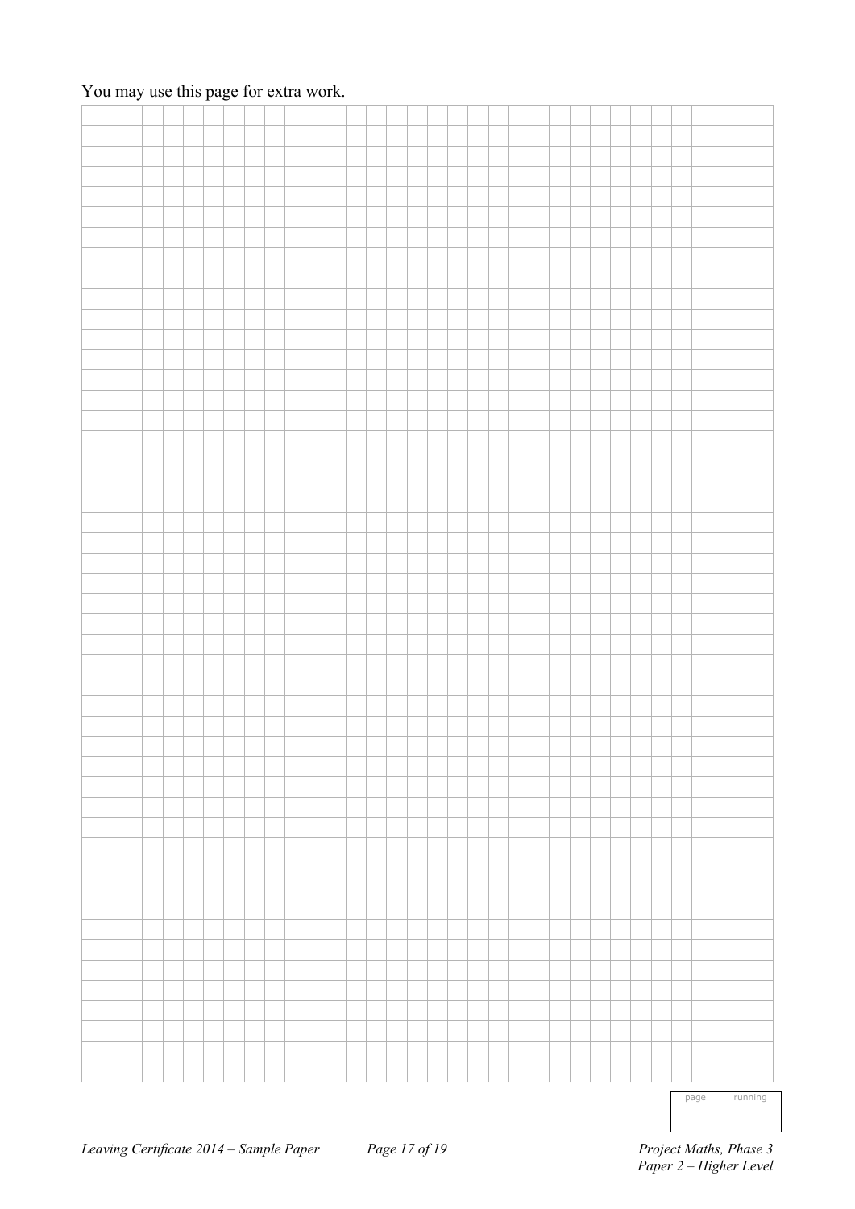You may use this page for extra work.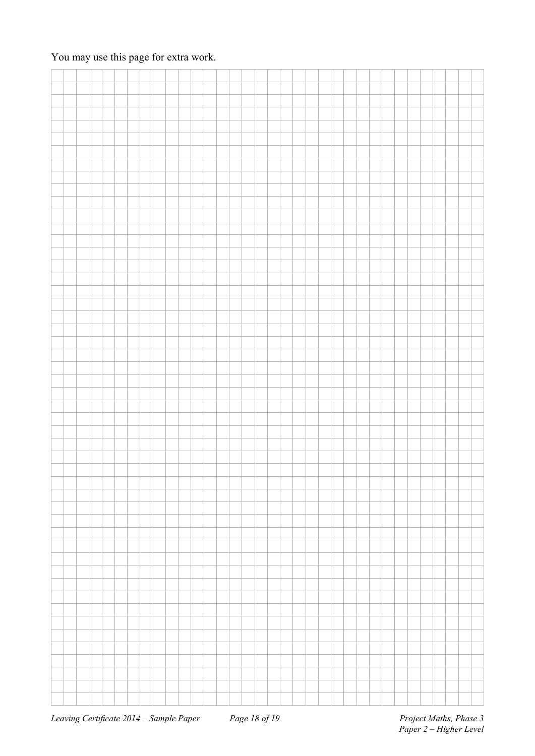You may use this page for extra work.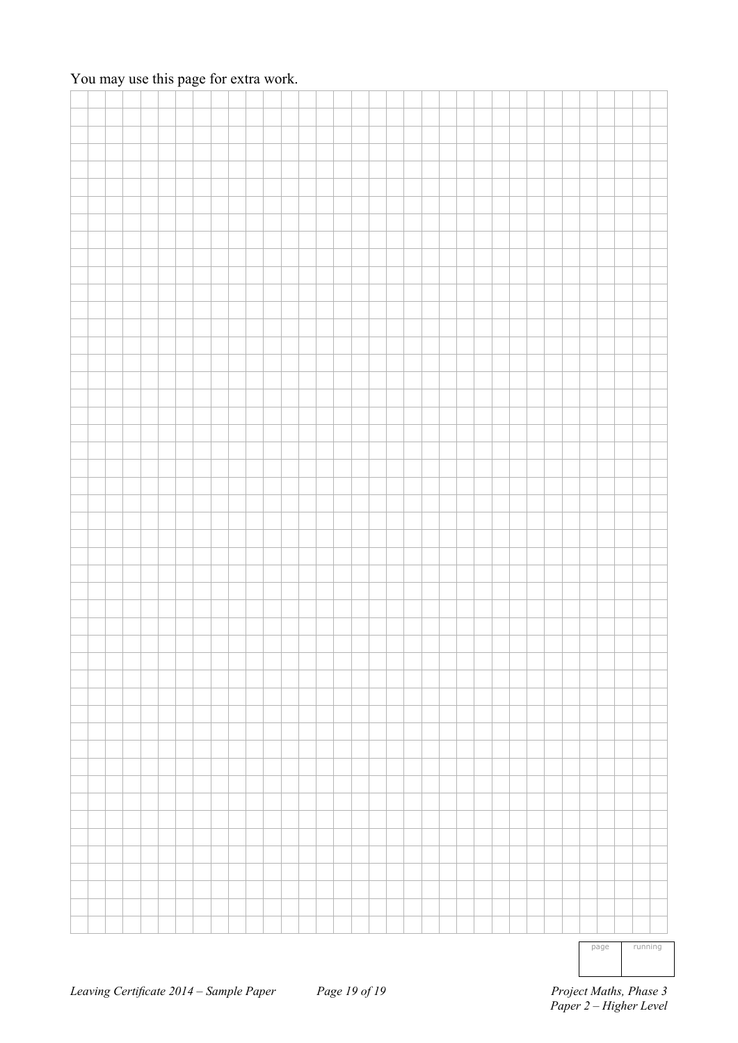You may use this page for extra work.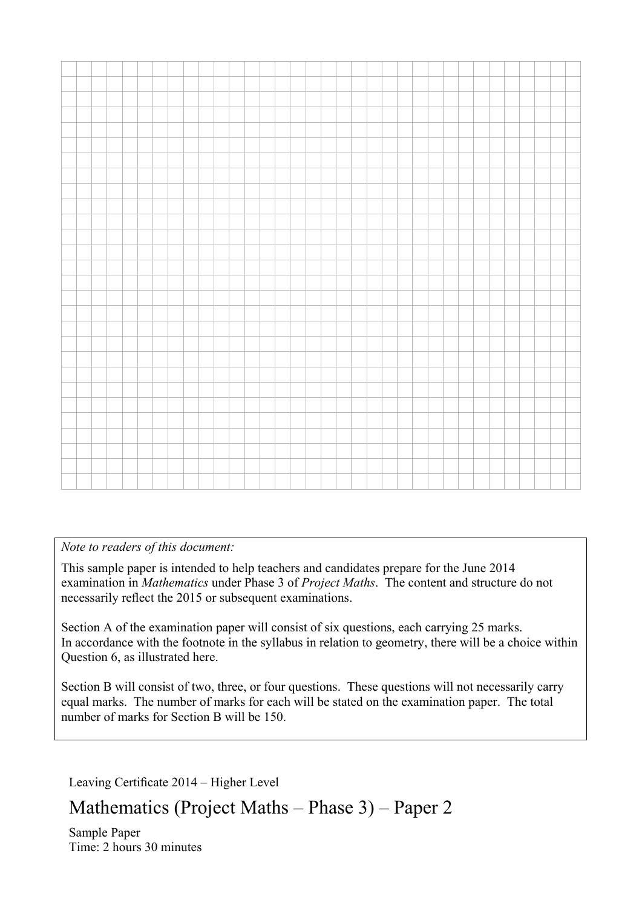*Note to readers of this document:*

This sample paper is intended to help teachers and candidates prepare for the June 2014 examination in *Mathematics* under Phase 3 of *Project Maths*. The content and structure do not necessarily reflect the 2015 or subsequent examinations.

Section A of the examination paper will consist of six questions, each carrying 25 marks. In accordance with the footnote in the syllabus in relation to geometry, there will be a choice within Question 6, as illustrated here.

Section B will consist of two, three, or four questions. These questions will not necessarily carry equal marks. The number of marks for each will be stated on the examination paper. The total number of marks for Section B will be 150.

Leaving Certificate 2014 – Higher Level

# Mathematics (Project Maths – Phase 3) – Paper 2

Sample Paper
Time: 2 hours 30 minutes